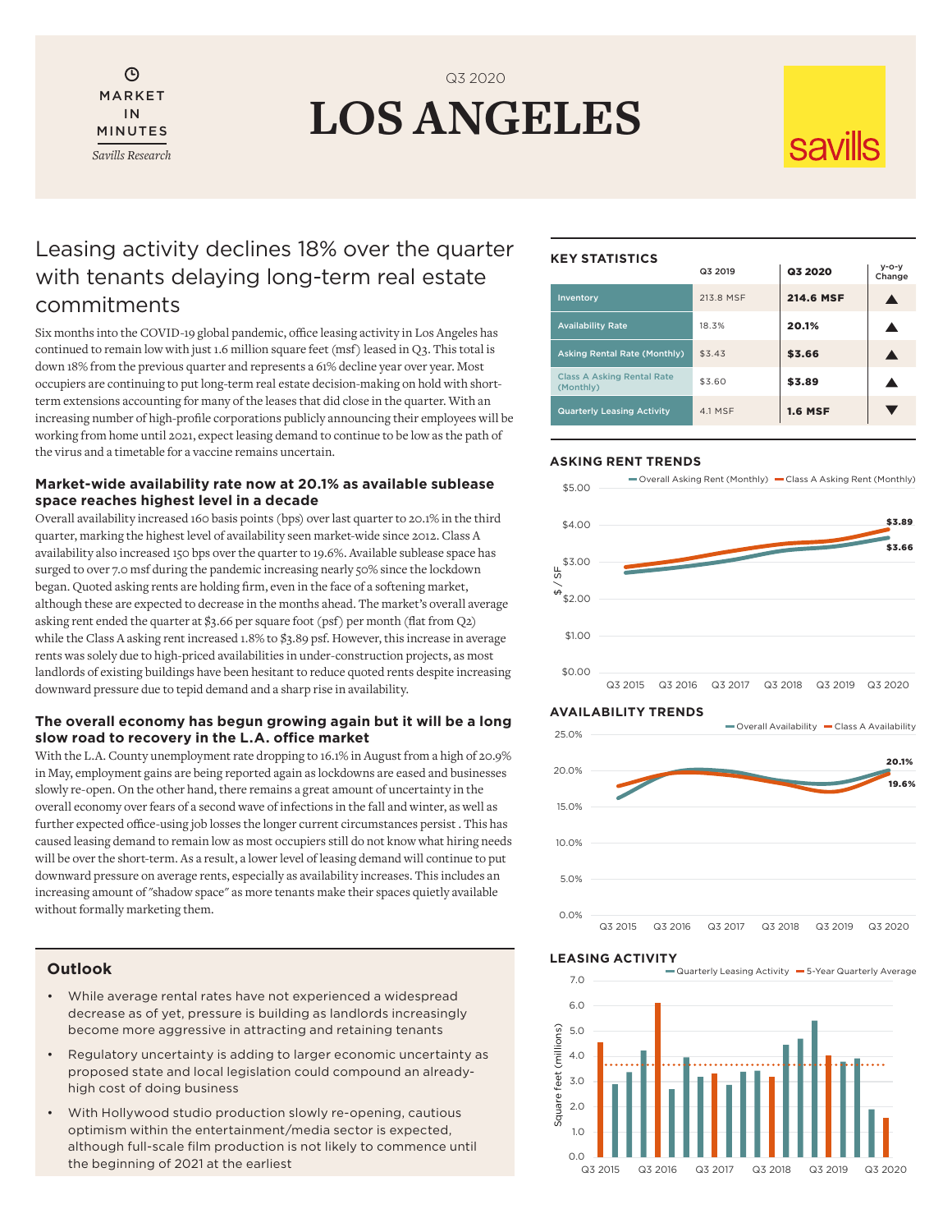Q3 2020

MARKET IN MINUTES

*Savills Research*

# LOS ANGELES

savills

## Leasing activity declines 18% over the quarter with tenants delaying long-term real estate commitments

Six months into the COVID-19 global pandemic, office leasing activity in Los Angeles has continued to remain low with just 1.6 million square feet (msf) leased in Q3. This total is down 18% from the previous quarter and represents a 61% decline year over year. Most occupiers are continuing to put long-term real estate decision-making on hold with short-term extensions accounting for many of the leases that did close in the quarter. With an increasing number of high-profile corporations publicly announcing their employees will be working from home until 2021, expect leasing demand to continue to be low as the path of the virus and a timetable for a vaccine remains uncertain.

### Market-wide availability rate now at 20.1% as available sublease space reaches highest level in a decade

Overall availability increased 160 basis points (bps) over last quarter to 20.1% in the third quarter, marking the highest level of availability seen market-wide since 2012. Class A availability also increased 150 bps over the quarter to 19.6%. Available sublease space has surged to over 7.0 msf during the pandemic increasing nearly 50% since the lockdown began. Quoted asking rents are holding firm, even in the face of a softening market, although these are expected to decrease in the months ahead. The market's overall average asking rent ended the quarter at $3.66 per square foot (psf) per month (flat from Q2) while the Class A asking rent increased 1.8% to $3.89 psf. However, this increase in average rents was solely due to high-priced availabilities in under-construction projects, as most landlords of existing buildings have been hesitant to reduce quoted rents despite increasing downward pressure due to tepid demand and a sharp rise in availability.

### The overall economy has begun growing again but it will be a long slow road to recovery in the L.A. office market

With the L.A. County unemployment rate dropping to 16.1% in August from a high of 20.9% in May, employment gains are being reported again as lockdowns are eased and businesses slowly re-open. On the other hand, there remains a great amount of uncertainty in the overall economy over fears of a second wave of infections in the fall and winter, as well as further expected office-using job losses the longer current circumstances persist . This has caused leasing demand to remain low as most occupiers still do not know what hiring needs will be over the short-term. As a result, a lower level of leasing demand will continue to put downward pressure on average rents, especially as availability increases. This includes an increasing amount of "shadow space" as more tenants make their spaces quietly available without formally marketing them.

### Outlook

- While average rental rates have not experienced a widespread decrease as of yet, pressure is building as landlords increasingly become more aggressive in attracting and retaining tenants
- Regulatory uncertainty is adding to larger economic uncertainty as proposed state and local legislation could compound an already-high cost of doing business
- With Hollywood studio production slowly re-opening, cautious optimism within the entertainment/media sector is expected, although full-scale film production is not likely to commence until the beginning of 2021 at the earliest

### KEY STATISTICS

| | Q3 2019 | Q3 2020 | y-o-y Change |
|---|---|---|---|
| Inventory | 213.8 MSF | **214.6 MSF** | ▲ |
| Availability Rate | 18.3% | **20.1%** | ▲ |
| Asking Rental Rate (Monthly) | $3.43 | **$3.66** | ▲ |
| Class A Asking Rental Rate (Monthly) | $3.60 | **$3.89** | ▲ |
| Quarterly Leasing Activity | 4.1 MSF | **1.6 MSF** | ▼ |

### ASKING RENT TRENDS

Overall Asking Rent (Monthly) — Class A Asking Rent (Monthly)

$ / SF: $0.00 – $5.00; Q3 2015 – Q3 2020; end values: $3.89 (Class A), $3.66 (Overall)

### AVAILABILITY TRENDS

Overall Availability — Class A Availability

0.0% – 25.0%; Q3 2015 – Q3 2020; end values: 20.1% (Overall), 19.6% (Class A)

### LEASING ACTIVITY

Quarterly Leasing Activity — 5-Year Quarterly Average

Square feet (millions): 0.0 – 7.0; Q3 2015 – Q3 2020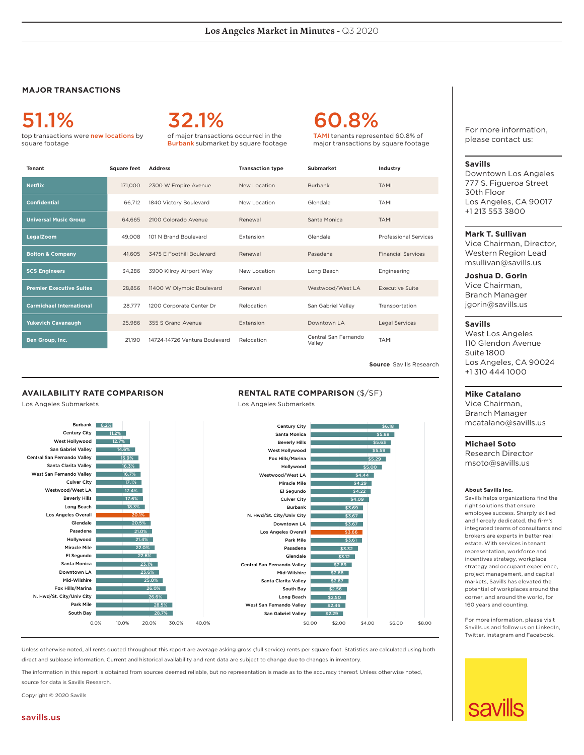## MAJOR TRANSACTIONS

**51.1%**
top transactions were new locations by square footage

**32.1%**
of major transactions occurred in the Burbank submarket by square footage

**60.8%**
TAMI tenants represented 60.8% of major transactions by square footage

| Tenant | Square feet | Address | Transaction type | Submarket | Industry |
|---|---|---|---|---|---|
| Netflix | 171,000 | 2300 W Empire Avenue | New Location | Burbank | TAMI |
| Confidential | 66,712 | 1840 Victory Boulevard | New Location | Glendale | TAMI |
| Universal Music Group | 64,665 | 2100 Colorado Avenue | Renewal | Santa Monica | TAMI |
| LegalZoom | 49,008 | 101 N Brand Boulevard | Extension | Glendale | Professional Services |
| Bolton & Company | 41,605 | 3475 E Foothill Boulevard | Renewal | Pasadena | Financial Services |
| SCS Engineers | 34,286 | 3900 Kilroy Airport Way | New Location | Long Beach | Engineering |
| Premier Executive Suites | 28,856 | 11400 W Olympic Boulevard | Renewal | Westwood/West LA | Executive Suite |
| Carmichael International | 28,777 | 1200 Corporate Center Dr | Relocation | San Gabriel Valley | Transportation |
| Yukevich Cavanaugh | 25,986 | 355 S Grand Avenue | Extension | Downtown LA | Legal Services |
| Ben Group, Inc. | 21,190 | 14724-14726 Ventura Boulevard | Relocation | Central San Fernando Valley | TAMI |

**Source** Savills Research

## AVAILABILITY RATE COMPARISON

Los Angeles Submarkets

Burbank 6.2%
Century City 11.2%
West Hollywood 12.7%
San Gabriel Valley 14.6%
Central San Fernando Valley 15.9%
Santa Clarita Valley 16.3%
West San Fernando Valley 16.7%
Culver City 17.1%
Westwood/West LA 17.4%
Beverly Hills 17.6%
Long Beach 18.3%
Los Angeles Overall 20.1%
Glendale 20.5%
Pasadena 21.0%
Hollywood 21.4%
Miracle Mile 22.0%
El Segundo 22.6%
Santa Monica 23.1%
Downtown LA 23.6%
Mid-Wilshire 25.0%
Fox Hills/Marina 26.0%
N. Hwd/St. City/Univ City 26.6%
Park Mile 28.5%
South Bay 28.7%

0.0% 10.0% 20.0% 30.0% 40.0%

## RENTAL RATE COMPARISON ($/SF)

Los Angeles Submarkets

Century City $6.18
Santa Monica $5.88
Beverly Hills $5.63
West Hollywood $5.59
Fox Hills/Marina $5.29
Hollywood $5.00
Westwood/West LA $4.44
Miracle Mile $4.29
El Segundo $4.22
Culver City $4.09
Burbank $3.69
N. Hwd/St. City/Univ City $3.67
Downtown LA $3.67
Los Angeles Overall $3.66
Park Mile $3.61
Pasadena $3.32
Glendale $3.12
Central San Fernando Valley $2.89
Mid-Wilshire $2.68
Santa Clarita Valley $2.67
South Bay $2.56
Long Beach $2.50
West San Fernando Valley $2.46
San Gabriel Valley $2.29

$0.00 $2.00 $4.00 $6.00 $8.00

Unless otherwise noted, all rents quoted throughout this report are average asking gross (full service) rents per square foot. Statistics are calculated using both direct and sublease information. Current and historical availability and rent data are subject to change due to changes in inventory.

The information in this report is obtained from sources deemed reliable, but no representation is made as to the accuracy thereof. Unless otherwise noted, source for data is Savills Research.

Copyright © 2020 Savills

savills.us

For more information, please contact us:

**Savills**
Downtown Los Angeles
777 S. Figueroa Street
30th Floor
Los Angeles, CA 90017
+1 213 553 3800

**Mark T. Sullivan**
Vice Chairman, Director, Western Region Lead
msullivan@savills.us

**Joshua D. Gorin**
Vice Chairman, Branch Manager
jgorin@savills.us

**Savills**
West Los Angeles
110 Glendon Avenue
Suite 1800
Los Angeles, CA 90024
+1 310 444 1000

**Mike Catalano**
Vice Chairman, Branch Manager
mcatalano@savills.us

**Michael Soto**
Research Director
msoto@savills.us

**About Savills Inc.**
Savills helps organizations find the right solutions that ensure employee success. Sharply skilled and fiercely dedicated, the firm's integrated teams of consultants and brokers are experts in better real estate. With services in tenant representation, workforce and incentives strategy, workplace strategy and occupant experience, project management, and capital markets, Savills has elevated the potential of workplaces around the corner, and around the world, for 160 years and counting.

For more information, please visit Savills.us and follow us on LinkedIn, Twitter, Instagram and Facebook.

savills